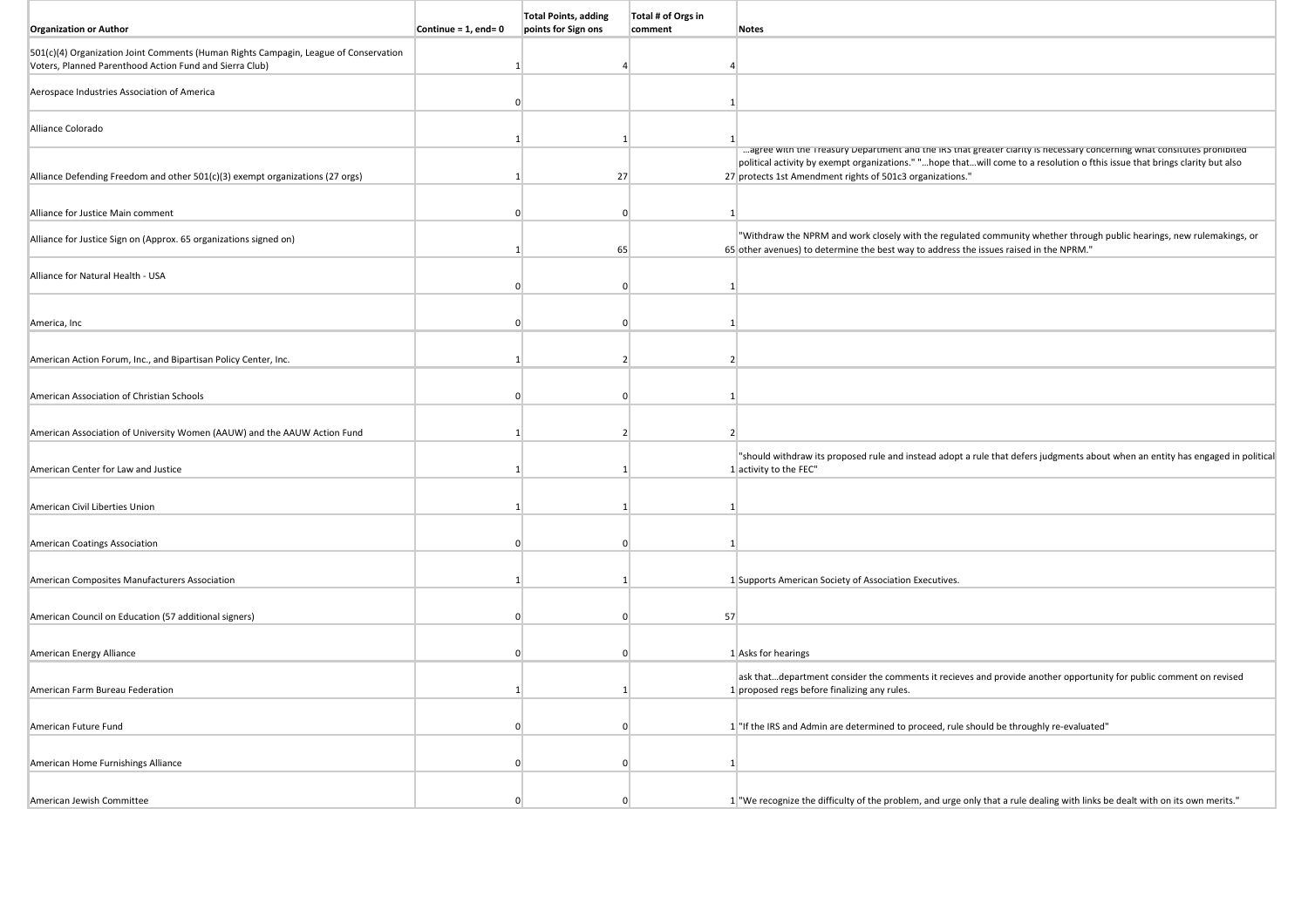| Organization or Author | Continue = 1, end= 0 | Total Points, adding points for Sign ons | Total # of Orgs in comment | Notes |
|---|---|---|---|---|
| 501(c)(4) Organization Joint Comments (Human Rights Campagin, League of Conservation Voters, Planned Parenthood Action Fund and Sierra Club) | 1 | 4 | 4 | |
| Aerospace Industries Association of America | 0 | | 1 | |
| Alliance Colorado | 1 | 1 | 1 | |
| Alliance Defending Freedom and other 501(c)(3) exempt organizations (27 orgs) | 1 | 27 | 27 | ...agree with the Treasury Department and the IRS that greater clarity is necessary concerning what consitutes prohibited political activity by exempt organizations." "...hope that...will come to a resolution o fthis issue that brings clarity but also protects 1st Amendment rights of 501c3 organizations." |
| Alliance for Justice Main comment | 0 | 0 | 1 | |
| Alliance for Justice Sign on (Approx. 65 organizations signed on) | 1 | 65 | 65 | "Withdraw the NPRM and work closely with the regulated community whether through public hearings, new rulemakings, or other avenues) to determine the best way to address the issues raised in the NPRM." |
| Alliance for Natural Health - USA | 0 | 0 | 1 | |
| America, Inc | 0 | 0 | 1 | |
| American Action Forum, Inc., and Bipartisan Policy Center, Inc. | 1 | 2 | 2 | |
| American Association of Christian Schools | 0 | 0 | 1 | |
| American Association of University Women (AAUW) and the AAUW Action Fund | 1 | 2 | 2 | |
| American Center for Law and Justice | 1 | 1 | 1 | "should withdraw its proposed rule and instead adopt a rule that defers judgments about when an entity has engaged in political activity to the FEC" |
| American Civil Liberties Union | 1 | 1 | 1 | |
| American Coatings Association | 0 | 0 | 1 | |
| American Composites Manufacturers Association | 1 | 1 | 1 | Supports American Society of Association Executives. |
| American Council on Education (57 additional signers) | 0 | 0 | 57 | |
| American Energy Alliance | 0 | 0 | 1 | Asks for hearings |
| American Farm Bureau Federation | 1 | 1 | 1 | ask that...department consider the comments it recieves and provide another opportunity for public comment on revised proposed regs before finalizing any rules. |
| American Future Fund | 0 | 0 | 1 | "If the IRS and Admin are determined to proceed, rule should be throughly re-evaluated" |
| American Home Furnishings Alliance | 0 | 0 | 1 | |
| American Jewish Committee | 0 | 0 | 1 | "We recognize the difficulty of the problem, and urge only that a rule dealing with links be dealt with on its own merits." |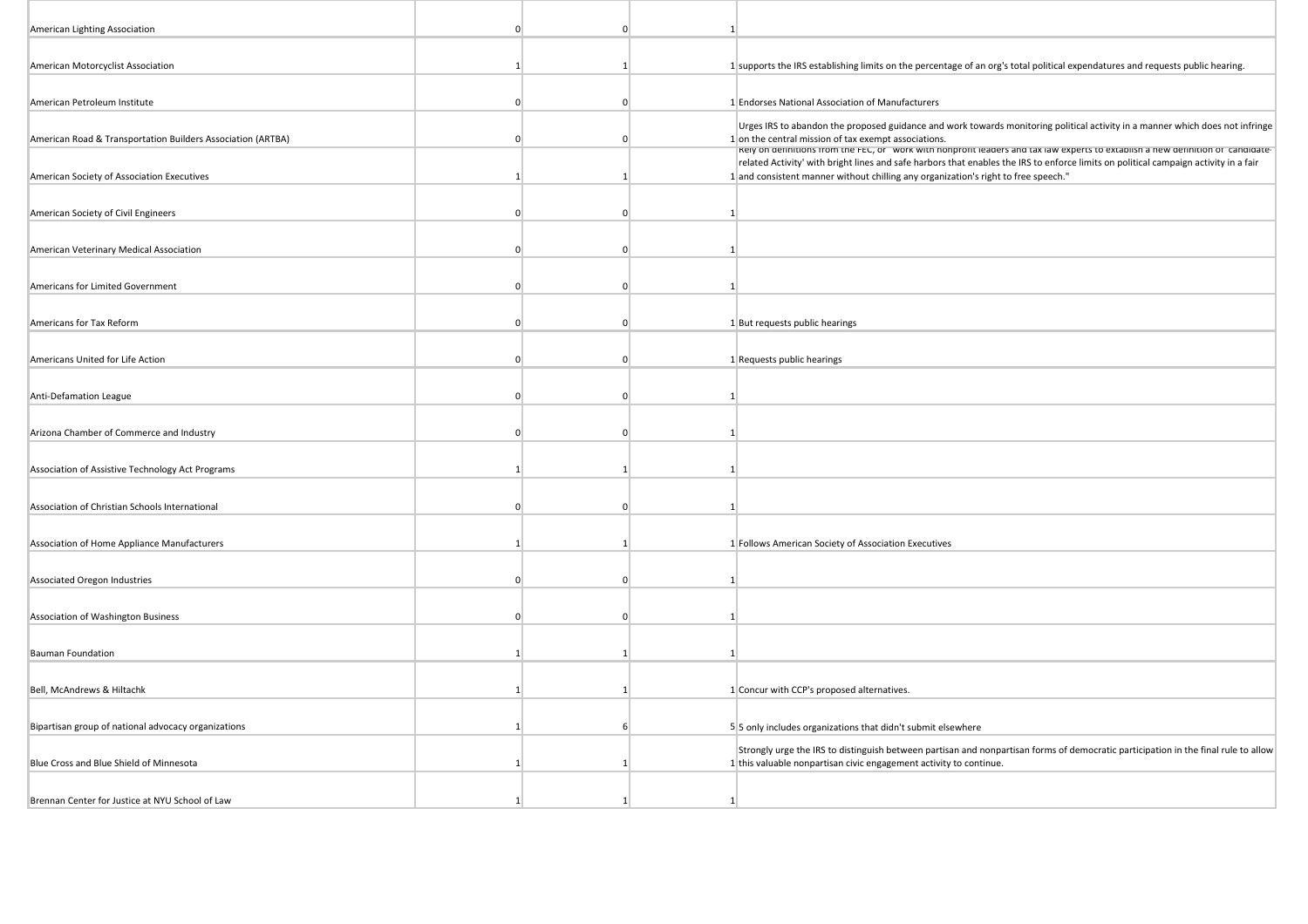| | | | | |
|---|---|---|---|---|
| American Lighting Association | 0 | 0 | 1 | |
| American Motorcyclist Association | 1 | 1 | 1 | supports the IRS establishing limits on the percentage of an org's total political expendatures and requests public hearing. |
| American Petroleum Institute | 0 | 0 | 1 | Endorses National Association of Manufacturers |
| American Road & Transportation Builders Association (ARTBA) | 0 | 0 | 1 | Urges IRS to abandon the proposed guidance and work towards monitoring political activity in a manner which does not infringe on the central mission of tax exempt associations. |
| American Society of Association Executives | 1 | 1 | 1 | Rely on definitions from the FEC, or "work with nonprofit leaders and tax law experts to extablish a new definition of 'candidate-related Activity' with bright lines and safe harbors that enables the IRS to enforce limits on political campaign activity in a fair and consistent manner without chilling any organization's right to free speech." |
| American Society of Civil Engineers | 0 | 0 | 1 | |
| American Veterinary Medical Association | 0 | 0 | 1 | |
| Americans for Limited Government | 0 | 0 | 1 | |
| Americans for Tax Reform | 0 | 0 | 1 | But requests public hearings |
| Americans United for Life Action | 0 | 0 | 1 | Requests public hearings |
| Anti-Defamation League | 0 | 0 | 1 | |
| Arizona Chamber of Commerce and Industry | 0 | 0 | 1 | |
| Association of Assistive Technology Act Programs | 1 | 1 | 1 | |
| Association of Christian Schools International | 0 | 0 | 1 | |
| Association of Home Appliance Manufacturers | 1 | 1 | 1 | Follows American Society of Association Executives |
| Associated Oregon Industries | 0 | 0 | 1 | |
| Association of Washington Business | 0 | 0 | 1 | |
| Bauman Foundation | 1 | 1 | 1 | |
| Bell, McAndrews & Hiltachk | 1 | 1 | 1 | Concur with CCP's proposed alternatives. |
| Bipartisan group of national advocacy organizations | 1 | 6 | 5 | 5 only includes organizations that didn't submit elsewhere |
| Blue Cross and Blue Shield of Minnesota | 1 | 1 | 1 | Strongly urge the IRS to distinguish between partisan and nonpartisan forms of democratic participation in the final rule to allow this valuable nonpartisan civic engagement activity to continue. |
| Brennan Center for Justice at NYU School of Law | 1 | 1 | 1 | |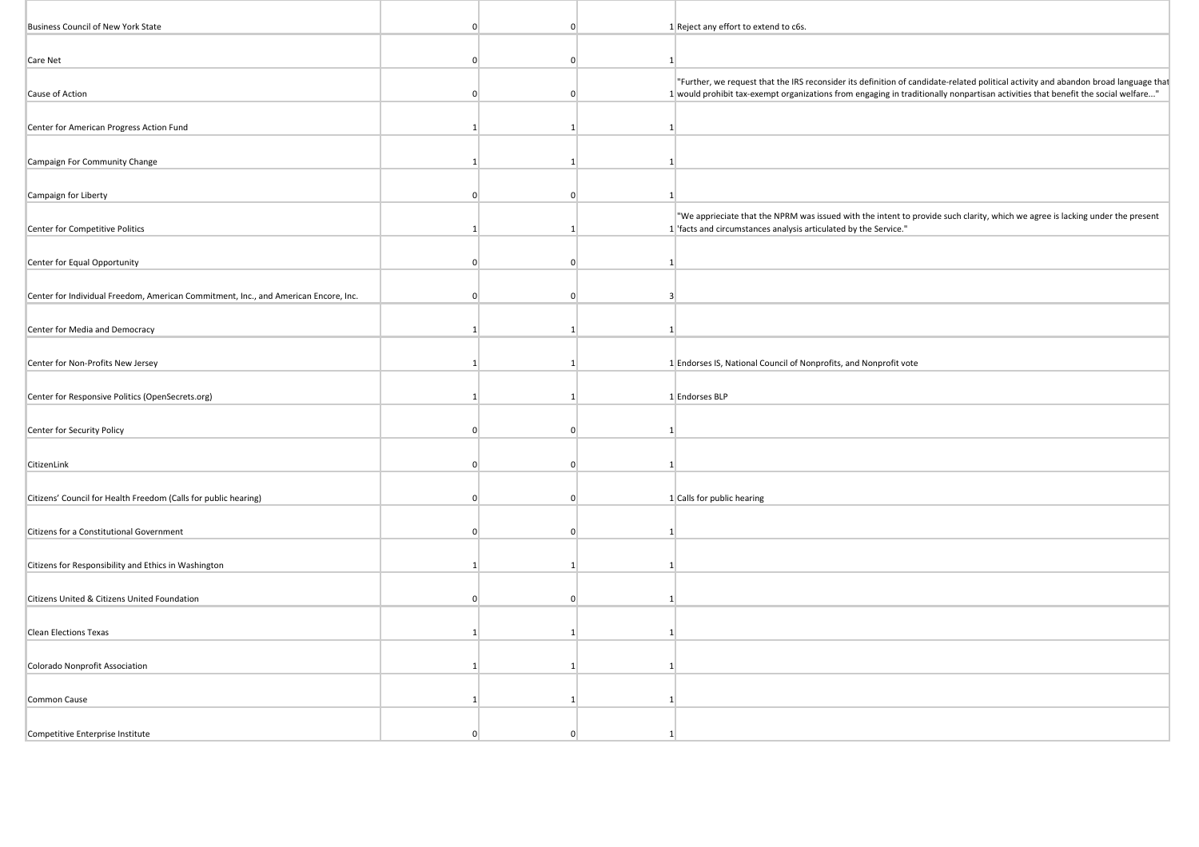| | | | | |
|---|---|---|---|---|
| Business Council of New York State | 0 | 0 | 1 | Reject any effort to extend to c6s. |
| Care Net | 0 | 0 | 1 | |
| Cause of Action | 0 | 0 | 1 | "Further, we request that the IRS reconsider its definition of candidate-related political activity and abandon broad language that would prohibit tax-exempt organizations from engaging in traditionally nonpartisan activities that benefit the social welfare..." |
| Center for American Progress Action Fund | 1 | 1 | 1 | |
| Campaign For Community Change | 1 | 1 | 1 | |
| Campaign for Liberty | 0 | 0 | 1 | |
| Center for Competitive Politics | 1 | 1 | 1 | "We apprieciate that the NPRM was issued with the intent to provide such clarity, which we agree is lacking under the present 'facts and circumstances analysis articulated by the Service." |
| Center for Equal Opportunity | 0 | 0 | 1 | |
| Center for Individual Freedom, American Commitment, Inc., and American Encore, Inc. | 0 | 0 | 3 | |
| Center for Media and Democracy | 1 | 1 | 1 | |
| Center for Non-Profits New Jersey | 1 | 1 | 1 | Endorses IS, National Council of Nonprofits, and Nonprofit vote |
| Center for Responsive Politics (OpenSecrets.org) | 1 | 1 | 1 | Endorses BLP |
| Center for Security Policy | 0 | 0 | 1 | |
| CitizenLink | 0 | 0 | 1 | |
| Citizens' Council for Health Freedom (Calls for public hearing) | 0 | 0 | 1 | Calls for public hearing |
| Citizens for a Constitutional Government | 0 | 0 | 1 | |
| Citizens for Responsibility and Ethics in Washington | 1 | 1 | 1 | |
| Citizens United & Citizens United Foundation | 0 | 0 | 1 | |
| Clean Elections Texas | 1 | 1 | 1 | |
| Colorado Nonprofit Association | 1 | 1 | 1 | |
| Common Cause | 1 | 1 | 1 | |
| Competitive Enterprise Institute | 0 | 0 | 1 | |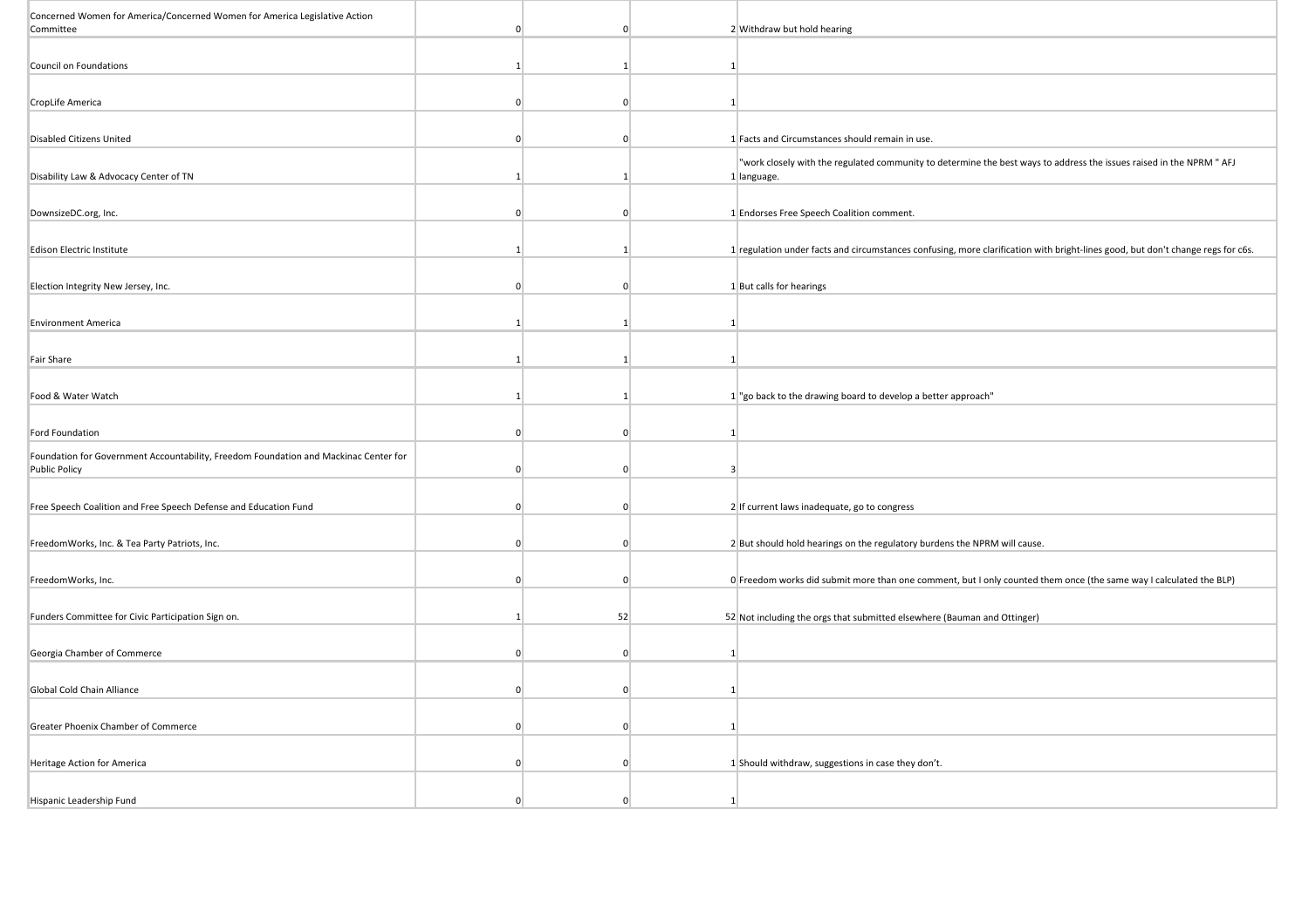| | | | | |
|---|---|---|---|---|
| Concerned Women for America/Concerned Women for America Legislative Action Committee | 0 | 0 | 2 | Withdraw but hold hearing |
| Council on Foundations | 1 | 1 | 1 | |
| CropLife America | 0 | 0 | 1 | |
| Disabled Citizens United | 0 | 0 | 1 | Facts and Circumstances should remain in use. |
| Disability Law & Advocacy Center of TN | 1 | 1 | 1 | "work closely with the regulated community to determine the best ways to address the issues raised in the NPRM " AFJ language. |
| DownsizeDC.org, Inc. | 0 | 0 | 1 | Endorses Free Speech Coalition comment. |
| Edison Electric Institute | 1 | 1 | 1 | regulation under facts and circumstances confusing, more clarification with bright-lines good, but don't change regs for c6s. |
| Election Integrity New Jersey, Inc. | 0 | 0 | 1 | But calls for hearings |
| Environment America | 1 | 1 | 1 | |
| Fair Share | 1 | 1 | 1 | |
| Food & Water Watch | 1 | 1 | 1 | "go back to the drawing board to develop a better approach" |
| Ford Foundation | 0 | 0 | 1 | |
| Foundation for Government Accountability, Freedom Foundation and Mackinac Center for Public Policy | 0 | 0 | 3 | |
| Free Speech Coalition and Free Speech Defense and Education Fund | 0 | 0 | 2 | If current laws inadequate, go to congress |
| FreedomWorks, Inc. & Tea Party Patriots, Inc. | 0 | 0 | 2 | But should hold hearings on the regulatory burdens the NPRM will cause. |
| FreedomWorks, Inc. | 0 | 0 | 0 | Freedom works did submit more than one comment, but I only counted them once (the same way I calculated the BLP) |
| Funders Committee for Civic Participation Sign on. | 1 | 52 | 52 | Not including the orgs that submitted elsewhere (Bauman and Ottinger) |
| Georgia Chamber of Commerce | 0 | 0 | 1 | |
| Global Cold Chain Alliance | 0 | 0 | 1 | |
| Greater Phoenix Chamber of Commerce | 0 | 0 | 1 | |
| Heritage Action for America | 0 | 0 | 1 | Should withdraw, suggestions in case they don't. |
| Hispanic Leadership Fund | 0 | 0 | 1 | |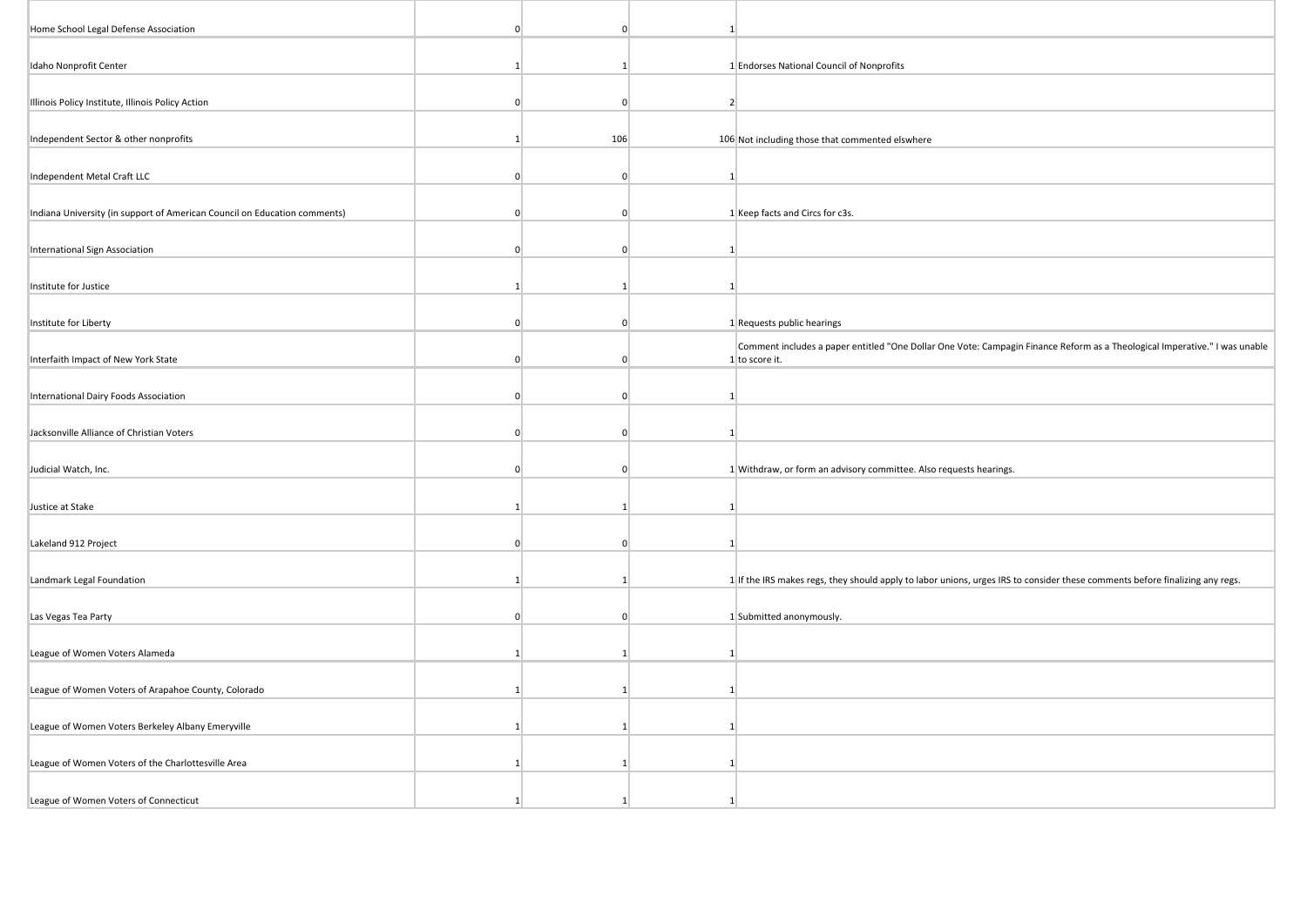| | | | | |
|---|---|---|---|---|
| Home School Legal Defense Association | 0 | 0 | 1 | |
| Idaho Nonprofit Center | 1 | 1 | 1 | Endorses National Council of Nonprofits |
| Illinois Policy Institute, Illinois Policy Action | 0 | 0 | 2 | |
| Independent Sector & other nonprofits | 1 | 106 | 106 | Not including those that commented elswhere |
| Independent Metal Craft LLC | 0 | 0 | 1 | |
| Indiana University (in support of American Council on Education comments) | 0 | 0 | 1 | Keep facts and Circs for c3s. |
| International Sign Association | 0 | 0 | 1 | |
| Institute for Justice | 1 | 1 | 1 | |
| Institute for Liberty | 0 | 0 | 1 | Requests public hearings |
| Interfaith Impact of New York State | 0 | 0 | 1 | Comment includes a paper entitled "One Dollar One Vote: Campagin Finance Reform as a Theological Imperative." I was unable to score it. |
| International Dairy Foods Association | 0 | 0 | 1 | |
| Jacksonville Alliance of Christian Voters | 0 | 0 | 1 | |
| Judicial Watch, Inc. | 0 | 0 | 1 | Withdraw, or form an advisory committee. Also requests hearings. |
| Justice at Stake | 1 | 1 | 1 | |
| Lakeland 912 Project | 0 | 0 | 1 | |
| Landmark Legal Foundation | 1 | 1 | 1 | If the IRS makes regs, they should apply to labor unions, urges IRS to consider these comments before finalizing any regs. |
| Las Vegas Tea Party | 0 | 0 | 1 | Submitted anonymously. |
| League of Women Voters Alameda | 1 | 1 | 1 | |
| League of Women Voters of Arapahoe County, Colorado | 1 | 1 | 1 | |
| League of Women Voters Berkeley Albany Emeryville | 1 | 1 | 1 | |
| League of Women Voters of the Charlottesville Area | 1 | 1 | 1 | |
| League of Women Voters of Connecticut | 1 | 1 | 1 | |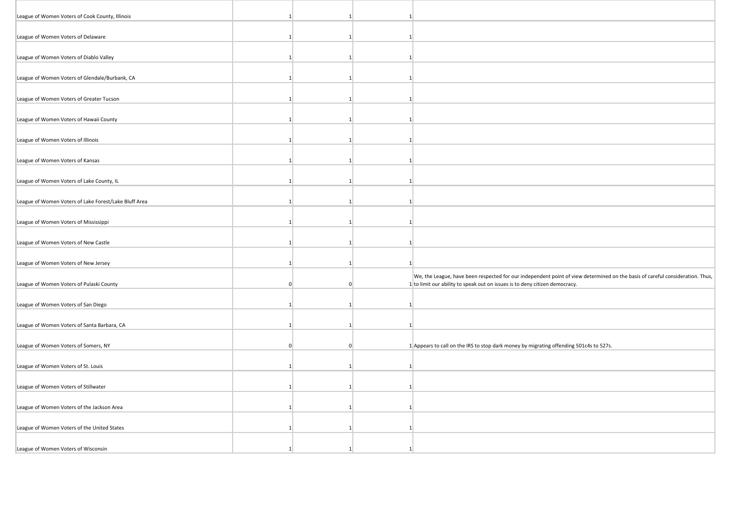| | | | | |
|---|---|---|---|---|
| League of Women Voters of Cook County, Illinois | 1 | 1 | 1 | |
| League of Women Voters of Delaware | 1 | 1 | 1 | |
| League of Women Voters of Diablo Valley | 1 | 1 | 1 | |
| League of Women Voters of Glendale/Burbank, CA | 1 | 1 | 1 | |
| League of Women Voters of Greater Tucson | 1 | 1 | 1 | |
| League of Women Voters of Hawaii County | 1 | 1 | 1 | |
| League of Women Voters of Illinois | 1 | 1 | 1 | |
| League of Women Voters of Kansas | 1 | 1 | 1 | |
| League of Women Voters of Lake County, IL | 1 | 1 | 1 | |
| League of Women Voters of Lake Forest/Lake Bluff Area | 1 | 1 | 1 | |
| League of Women Voters of Mississippi | 1 | 1 | 1 | |
| League of Women Voters of New Castle | 1 | 1 | 1 | |
| League of Women Voters of New Jersey | 1 | 1 | 1 | |
| League of Women Voters of Pulaski County | 0 | 0 | 1 | We, the League, have been respected for our independent point of view determined on the basis of careful consideration. Thus, to limit our ability to speak out on issues is to deny citizen democracy. |
| League of Women Voters of San Diego | 1 | 1 | 1 | |
| League of Women Voters of Santa Barbara, CA | 1 | 1 | 1 | |
| League of Women Voters of Somers, NY | 0 | 0 | 1 | Appears to call on the IRS to stop dark money by migrating offending 501c4s to 527s. |
| League of Women Voters of St. Louis | 1 | 1 | 1 | |
| League of Women Voters of Stillwater | 1 | 1 | 1 | |
| League of Women Voters of the Jackson Area | 1 | 1 | 1 | |
| League of Women Voters of the United States | 1 | 1 | 1 | |
| League of Women Voters of Wisconsin | 1 | 1 | 1 | |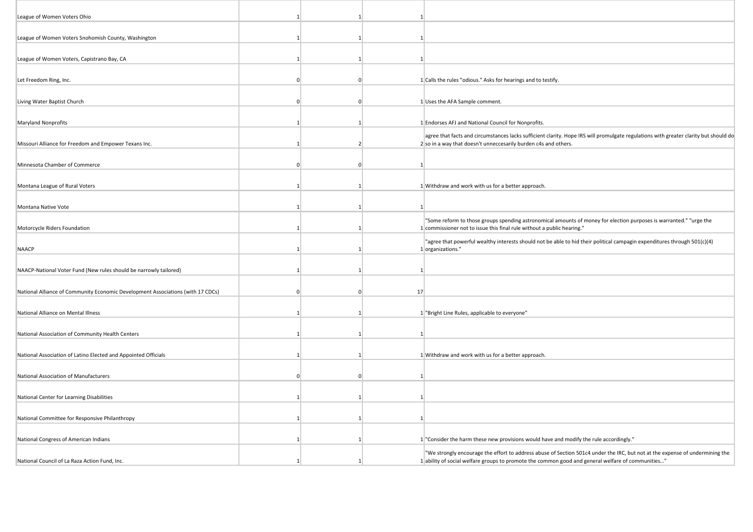| | | | | |
|---|---|---|---|---|
| League of Women Voters Ohio | 1 | 1 | 1 | |
| League of Women Voters Snohomish County, Washington | 1 | 1 | 1 | |
| League of Women Voters, Capistrano Bay, CA | 1 | 1 | 1 | |
| Let Freedom Ring, Inc. | 0 | 0 | 1 | Calls the rules "odious." Asks for hearings and to testify. |
| Living Water Baptist Church | 0 | 0 | 1 | Uses the AFA Sample comment. |
| Maryland Nonprofits | 1 | 1 | 1 | Endorses AFJ and National Council for Nonprofits. |
| Missouri Alliance for Freedom and Empower Texans Inc. | 1 | 2 | 2 | agree that facts and circumstances lacks sufficient clarity. Hope IRS will promulgate regulations with greater clarity but should do so in a way that doesn't unneccesarily burden c4s and others. |
| Minnesota Chamber of Commerce | 0 | 0 | 1 | |
| Montana League of Rural Voters | 1 | 1 | 1 | Withdraw and work with us for a better approach. |
| Montana Native Vote | 1 | 1 | 1 | |
| Motorcycle Riders Foundation | 1 | 1 | 1 | "Some reform to those groups spending astronomical amounts of money for election purposes is warranted." "urge the commissioner not to issue this final rule without a public hearing." |
| NAACP | 1 | 1 | 1 | "agree that powerful wealthy interests should not be able to hid their political campagin expenditures through 501(c)(4) organizations." |
| NAACP-National Voter Fund (New rules should be narrowly tailored) | 1 | 1 | 1 | |
| National Alliance of Community Economic Development Associations (with 17 CDCs) | 0 | 0 | 17 | |
| National Alliance on Mental Illness | 1 | 1 | 1 | "Bright Line Rules, applicable to everyone" |
| National Association of Community Health Centers | 1 | 1 | 1 | |
| National Association of Latino Elected and Appointed Officials | 1 | 1 | 1 | Withdraw and work with us for a better approach. |
| National Association of Manufacturers | 0 | 0 | 1 | |
| National Center for Learning Disabilities | 1 | 1 | 1 | |
| National Committee for Responsive Philanthropy | 1 | 1 | 1 | |
| National Congress of American Indians | 1 | 1 | 1 | "Consider the harm these new provisions would have and modify the rule accordingly." |
| National Council of La Raza Action Fund, Inc. | 1 | 1 | 1 | "We strongly encourage the effort to address abuse of Section 501c4 under the IRC, but not at the expense of undermining the ability of social welfare groups to promote the common good and general welfare of communities..." |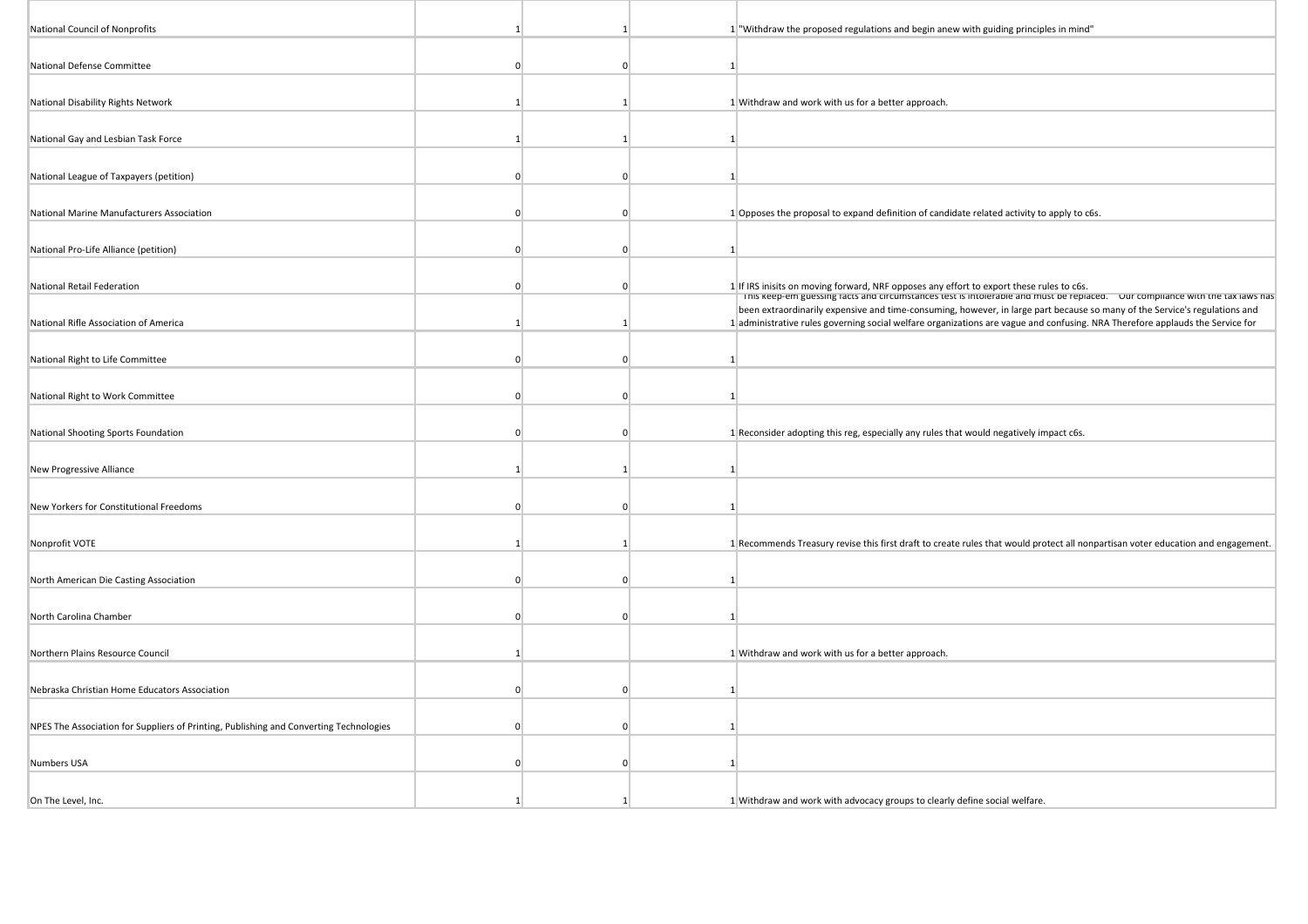| | | | | |
|---|---|---|---|---|
| National Council of Nonprofits | 1 | 1 | 1 | "Withdraw the proposed regulations and begin anew with guiding principles in mind" |
| National Defense Committee | 0 | 0 | 1 | |
| National Disability Rights Network | 1 | 1 | 1 | Withdraw and work with us for a better approach. |
| National Gay and Lesbian Task Force | 1 | 1 | 1 | |
| National League of Taxpayers (petition) | 0 | 0 | 1 | |
| National Marine Manufacturers Association | 0 | 0 | 1 | Opposes the proposal to expand definition of candidate related activity to apply to c6s. |
| National Pro-Life Alliance (petition) | 0 | 0 | 1 | |
| National Retail Federation | 0 | 0 | 1 | If IRS inisits on moving forward, NRF opposes any effort to export these rules to c6s. |
| National Rifle Association of America | 1 | 1 | 1 | "This keep-em guessing facts and circumstances test is intolerable and must be replaced." "Our compliance with the tax laws has been extraordinarily expensive and time-consuming, however, in large part because so many of the Service's regulations and administrative rules governing social welfare organizations are vague and confusing. NRA Therefore applauds the Service for |
| National Right to Life Committee | 0 | 0 | 1 | |
| National Right to Work Committee | 0 | 0 | 1 | |
| National Shooting Sports Foundation | 0 | 0 | 1 | Reconsider adopting this reg, especially any rules that would negatively impact c6s. |
| New Progressive Alliance | 1 | 1 | 1 | |
| New Yorkers for Constitutional Freedoms | 0 | 0 | 1 | |
| Nonprofit VOTE | 1 | 1 | 1 | Recommends Treasury revise this first draft to create rules that would protect all nonpartisan voter education and engagement. |
| North American Die Casting Association | 0 | 0 | 1 | |
| North Carolina Chamber | 0 | 0 | 1 | |
| Northern Plains Resource Council | 1 | | 1 | Withdraw and work with us for a better approach. |
| Nebraska Christian Home Educators Association | 0 | 0 | 1 | |
| NPES The Association for Suppliers of Printing, Publishing and Converting Technologies | 0 | 0 | 1 | |
| Numbers USA | 0 | 0 | 1 | |
| On The Level, Inc. | 1 | 1 | 1 | Withdraw and work with advocacy groups to clearly define social welfare. |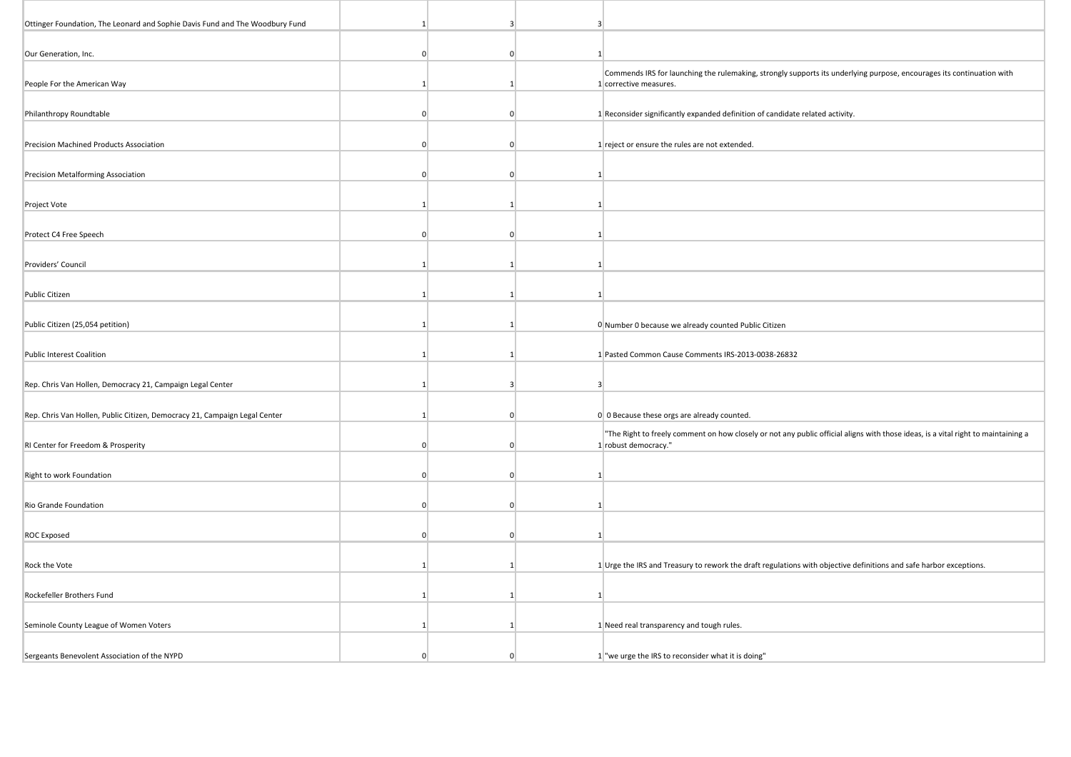| | | | | |
|---|---|---|---|---|
| Ottinger Foundation, The Leonard and Sophie Davis Fund and The Woodbury Fund | 1 | 3 | 3 | |
| Our Generation, Inc. | 0 | 0 | 1 | |
| People For the American Way | 1 | 1 | 1 | Commends IRS for launching the rulemaking, strongly supports its underlying purpose, encourages its continuation with corrective measures. |
| Philanthropy Roundtable | 0 | 0 | 1 | Reconsider significantly expanded definition of candidate related activity. |
| Precision Machined Products Association | 0 | 0 | 1 | reject or ensure the rules are not extended. |
| Precision Metalforming Association | 0 | 0 | 1 | |
| Project Vote | 1 | 1 | 1 | |
| Protect C4 Free Speech | 0 | 0 | 1 | |
| Providers' Council | 1 | 1 | 1 | |
| Public Citizen | 1 | 1 | 1 | |
| Public Citizen (25,054 petition) | 1 | 1 | 0 | Number 0 because we already counted Public Citizen |
| Public Interest Coalition | 1 | 1 | 1 | Pasted Common Cause Comments IRS-2013-0038-26832 |
| Rep. Chris Van Hollen, Democracy 21, Campaign Legal Center | 1 | 3 | 3 | |
| Rep. Chris Van Hollen, Public Citizen, Democracy 21, Campaign Legal Center | 1 | 0 | 0 | 0 Because these orgs are already counted. |
| RI Center for Freedom & Prosperity | 0 | 0 | 1 | "The Right to freely comment on how closely or not any public official aligns with those ideas, is a vital right to maintaining a robust democracy." |
| Right to work Foundation | 0 | 0 | 1 | |
| Rio Grande Foundation | 0 | 0 | 1 | |
| ROC Exposed | 0 | 0 | 1 | |
| Rock the Vote | 1 | 1 | 1 | Urge the IRS and Treasury to rework the draft regulations with objective definitions and safe harbor exceptions. |
| Rockefeller Brothers Fund | 1 | 1 | 1 | |
| Seminole County League of Women Voters | 1 | 1 | 1 | Need real transparency and tough rules. |
| Sergeants Benevolent Association of the NYPD | 0 | 0 | 1 | "we urge the IRS to reconsider what it is doing" |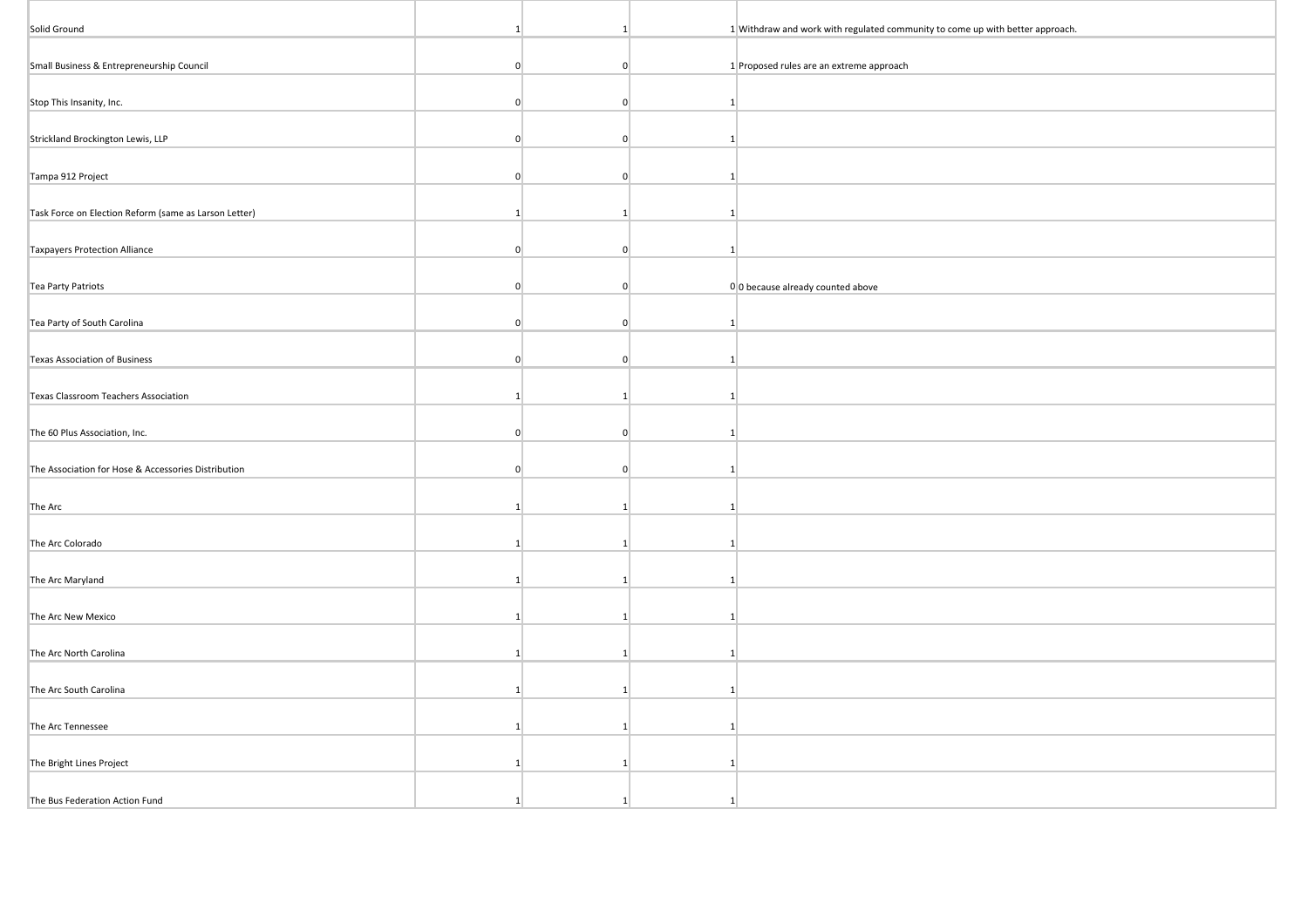| | | | | |
|---|---|---|---|---|
| Solid Ground | 1 | 1 | 1 | Withdraw and work with regulated community to come up with better approach. |
| Small Business & Entrepreneurship Council | 0 | 0 | 1 | Proposed rules are an extreme approach |
| Stop This Insanity, Inc. | 0 | 0 | 1 | |
| Strickland Brockington Lewis, LLP | 0 | 0 | 1 | |
| Tampa 912 Project | 0 | 0 | 1 | |
| Task Force on Election Reform (same as Larson Letter) | 1 | 1 | 1 | |
| Taxpayers Protection Alliance | 0 | 0 | 1 | |
| Tea Party Patriots | 0 | 0 | 0 | 0 because already counted above |
| Tea Party of South Carolina | 0 | 0 | 1 | |
| Texas Association of Business | 0 | 0 | 1 | |
| Texas Classroom Teachers Association | 1 | 1 | 1 | |
| The 60 Plus Association, Inc. | 0 | 0 | 1 | |
| The Association for Hose & Accessories Distribution | 0 | 0 | 1 | |
| The Arc | 1 | 1 | 1 | |
| The Arc Colorado | 1 | 1 | 1 | |
| The Arc Maryland | 1 | 1 | 1 | |
| The Arc New Mexico | 1 | 1 | 1 | |
| The Arc North Carolina | 1 | 1 | 1 | |
| The Arc South Carolina | 1 | 1 | 1 | |
| The Arc Tennessee | 1 | 1 | 1 | |
| The Bright Lines Project | 1 | 1 | 1 | |
| The Bus Federation Action Fund | 1 | 1 | 1 | |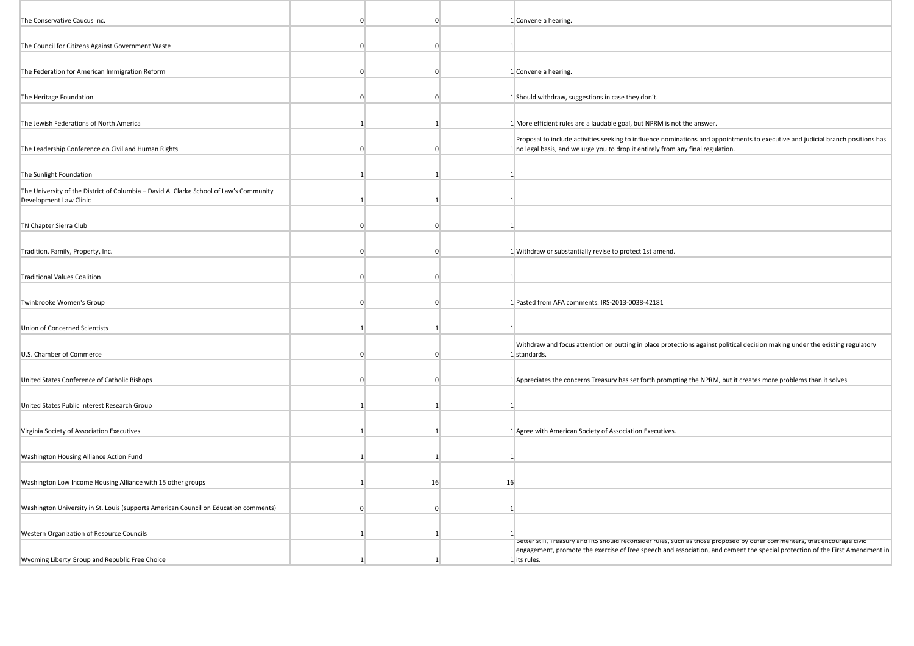| | | | | |
|---|---|---|---|---|
| The Conservative Caucus Inc. | 0 | 0 | 1 | Convene a hearing. |
| The Council for Citizens Against Government Waste | 0 | 0 | 1 | |
| The Federation for American Immigration Reform | 0 | 0 | 1 | Convene a hearing. |
| The Heritage Foundation | 0 | 0 | 1 | Should withdraw, suggestions in case they don't. |
| The Jewish Federations of North America | 1 | 1 | 1 | More efficient rules are a laudable goal, but NPRM is not the answer. |
| The Leadership Conference on Civil and Human Rights | 0 | 0 | 1 | Proposal to include activities seeking to influence nominations and appointments to executive and judicial branch positions has no legal basis, and we urge you to drop it entirely from any final regulation. |
| The Sunlight Foundation | 1 | 1 | 1 | |
| The University of the District of Columbia – David A. Clarke School of Law's Community Development Law Clinic | 1 | 1 | 1 | |
| TN Chapter Sierra Club | 0 | 0 | 1 | |
| Tradition, Family, Property, Inc. | 0 | 0 | 1 | Withdraw or substantially revise to protect 1st amend. |
| Traditional Values Coalition | 0 | 0 | 1 | |
| Twinbrooke Women's Group | 0 | 0 | 1 | Pasted from AFA comments. IRS-2013-0038-42181 |
| Union of Concerned Scientists | 1 | 1 | 1 | |
| U.S. Chamber of Commerce | 0 | 0 | 1 | Withdraw and focus attention on putting in place protections against political decision making under the existing regulatory standards. |
| United States Conference of Catholic Bishops | 0 | 0 | 1 | Appreciates the concerns Treasury has set forth prompting the NPRM, but it creates more problems than it solves. |
| United States Public Interest Research Group | 1 | 1 | 1 | |
| Virginia Society of Association Executives | 1 | 1 | 1 | Agree with American Society of Association Executives. |
| Washington Housing Alliance Action Fund | 1 | 1 | 1 | |
| Washington Low Income Housing Alliance with 15 other groups | 1 | 16 | 16 | |
| Washington University in St. Louis (supports American Council on Education comments) | 0 | 0 | 1 | |
| Western Organization of Resource Councils | 1 | 1 | 1 | |
| Wyoming Liberty Group and Republic Free Choice | 1 | 1 | 1 | Better still, Treasury and IRS should reconsider rules, such as those proposed by other commenters, that encourage civic engagement, promote the exercise of free speech and association, and cement the special protection of the First Amendment in its rules. |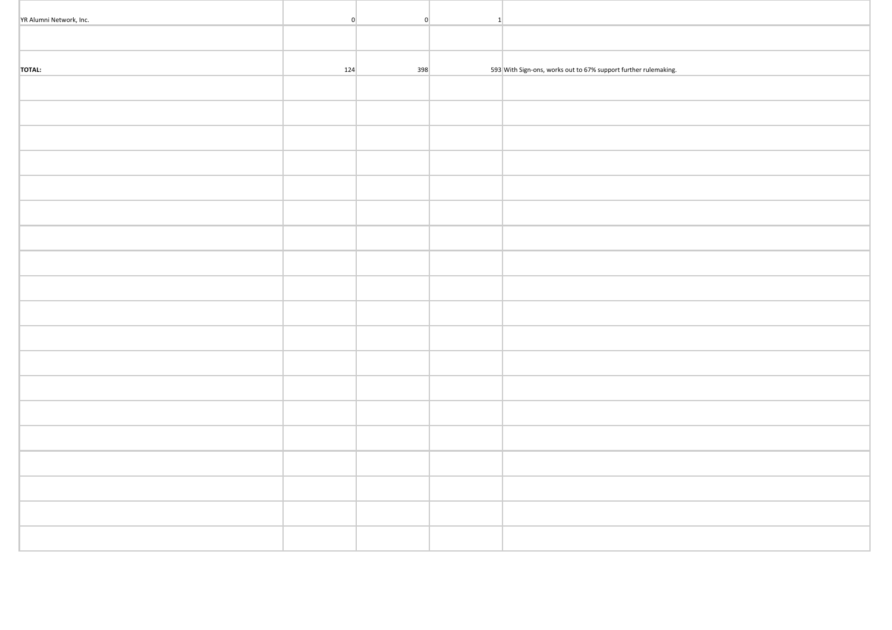| | | | | |
|---|---|---|---|---|
| YR Alumni Network, Inc. | 0 | 0 | 1 | |
| | | | | |
| **TOTAL:** | 124 | 398 | 593 | With Sign-ons, works out to 67% support further rulemaking. |